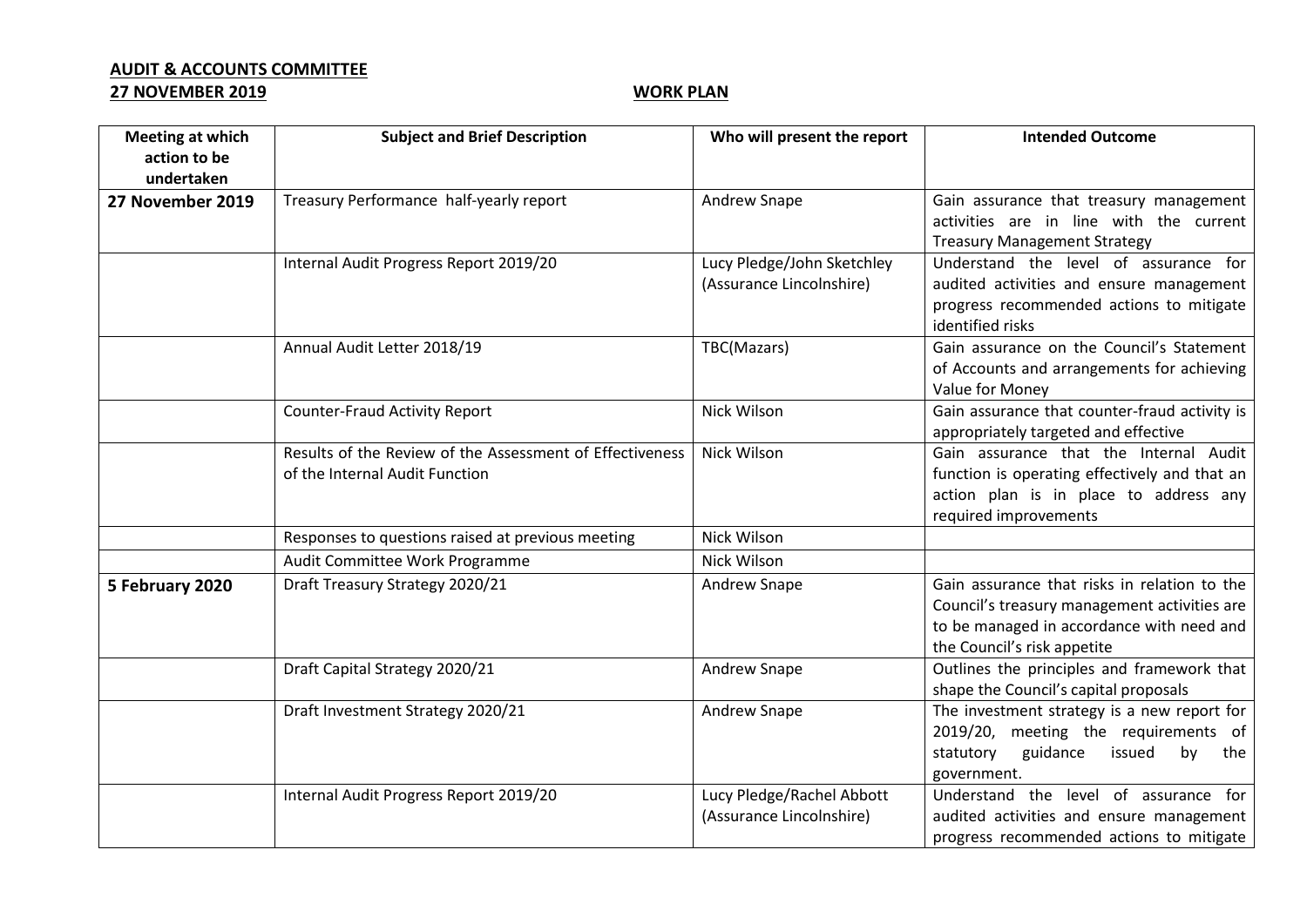**AUDIT & ACCOUNTS COMMITTEE**

**27 NOVEMBER 2019** **WORK PLAN**

| Meeting at which action to be undertaken | Subject and Brief Description | Who will present the report | Intended Outcome |
|---|---|---|---|
| **27 November 2019** | Treasury Performance half-yearly report | Andrew Snape | Gain assurance that treasury management activities are in line with the current Treasury Management Strategy |
| | Internal Audit Progress Report 2019/20 | Lucy Pledge/John Sketchley (Assurance Lincolnshire) | Understand the level of assurance for audited activities and ensure management progress recommended actions to mitigate identified risks |
| | Annual Audit Letter 2018/19 | TBC(Mazars) | Gain assurance on the Council's Statement of Accounts and arrangements for achieving Value for Money |
| | Counter-Fraud Activity Report | Nick Wilson | Gain assurance that counter-fraud activity is appropriately targeted and effective |
| | Results of the Review of the Assessment of Effectiveness of the Internal Audit Function | Nick Wilson | Gain assurance that the Internal Audit function is operating effectively and that an action plan is in place to address any required improvements |
| | Responses to questions raised at previous meeting | Nick Wilson | |
| | Audit Committee Work Programme | Nick Wilson | |
| **5 February 2020** | Draft Treasury Strategy 2020/21 | Andrew Snape | Gain assurance that risks in relation to the Council's treasury management activities are to be managed in accordance with need and the Council's risk appetite |
| | Draft Capital Strategy 2020/21 | Andrew Snape | Outlines the principles and framework that shape the Council's capital proposals |
| | Draft Investment Strategy 2020/21 | Andrew Snape | The investment strategy is a new report for 2019/20, meeting the requirements of statutory guidance issued by the government. |
| | Internal Audit Progress Report 2019/20 | Lucy Pledge/Rachel Abbott (Assurance Lincolnshire) | Understand the level of assurance for audited activities and ensure management progress recommended actions to mitigate |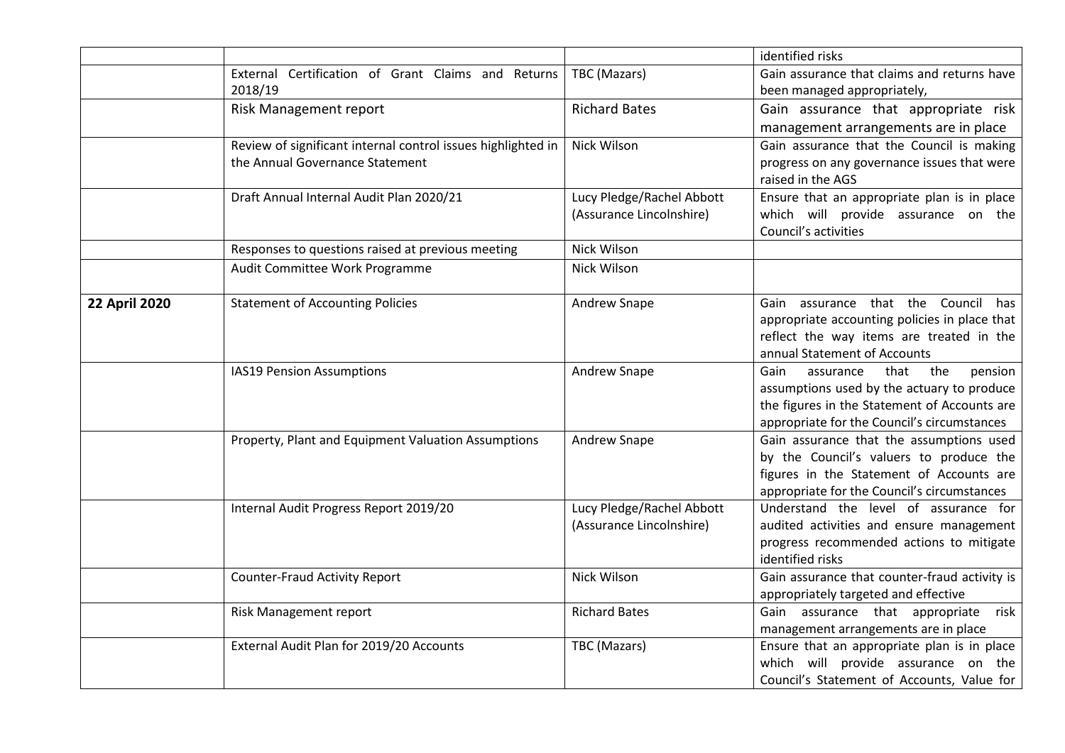| | | | |
|---|---|---|---|
| | | | identified risks |
| | External Certification of Grant Claims and Returns 2018/19 | TBC (Mazars) | Gain assurance that claims and returns have been managed appropriately, |
| | Risk Management report | Richard Bates | Gain assurance that appropriate risk management arrangements are in place |
| | Review of significant internal control issues highlighted in the Annual Governance Statement | Nick Wilson | Gain assurance that the Council is making progress on any governance issues that were raised in the AGS |
| | Draft Annual Internal Audit Plan 2020/21 | Lucy Pledge/Rachel Abbott (Assurance Lincolnshire) | Ensure that an appropriate plan is in place which will provide assurance on the Council's activities |
| | Responses to questions raised at previous meeting | Nick Wilson | |
| | Audit Committee Work Programme | Nick Wilson | |
| **22 April 2020** | Statement of Accounting Policies | Andrew Snape | Gain assurance that the Council has appropriate accounting policies in place that reflect the way items are treated in the annual Statement of Accounts |
| | IAS19 Pension Assumptions | Andrew Snape | Gain assurance that the pension assumptions used by the actuary to produce the figures in the Statement of Accounts are appropriate for the Council's circumstances |
| | Property, Plant and Equipment Valuation Assumptions | Andrew Snape | Gain assurance that the assumptions used by the Council's valuers to produce the figures in the Statement of Accounts are appropriate for the Council's circumstances |
| | Internal Audit Progress Report 2019/20 | Lucy Pledge/Rachel Abbott (Assurance Lincolnshire) | Understand the level of assurance for audited activities and ensure management progress recommended actions to mitigate identified risks |
| | Counter-Fraud Activity Report | Nick Wilson | Gain assurance that counter-fraud activity is appropriately targeted and effective |
| | Risk Management report | Richard Bates | Gain assurance that appropriate risk management arrangements are in place |
| | External Audit Plan for 2019/20 Accounts | TBC (Mazars) | Ensure that an appropriate plan is in place which will provide assurance on the Council's Statement of Accounts, Value for |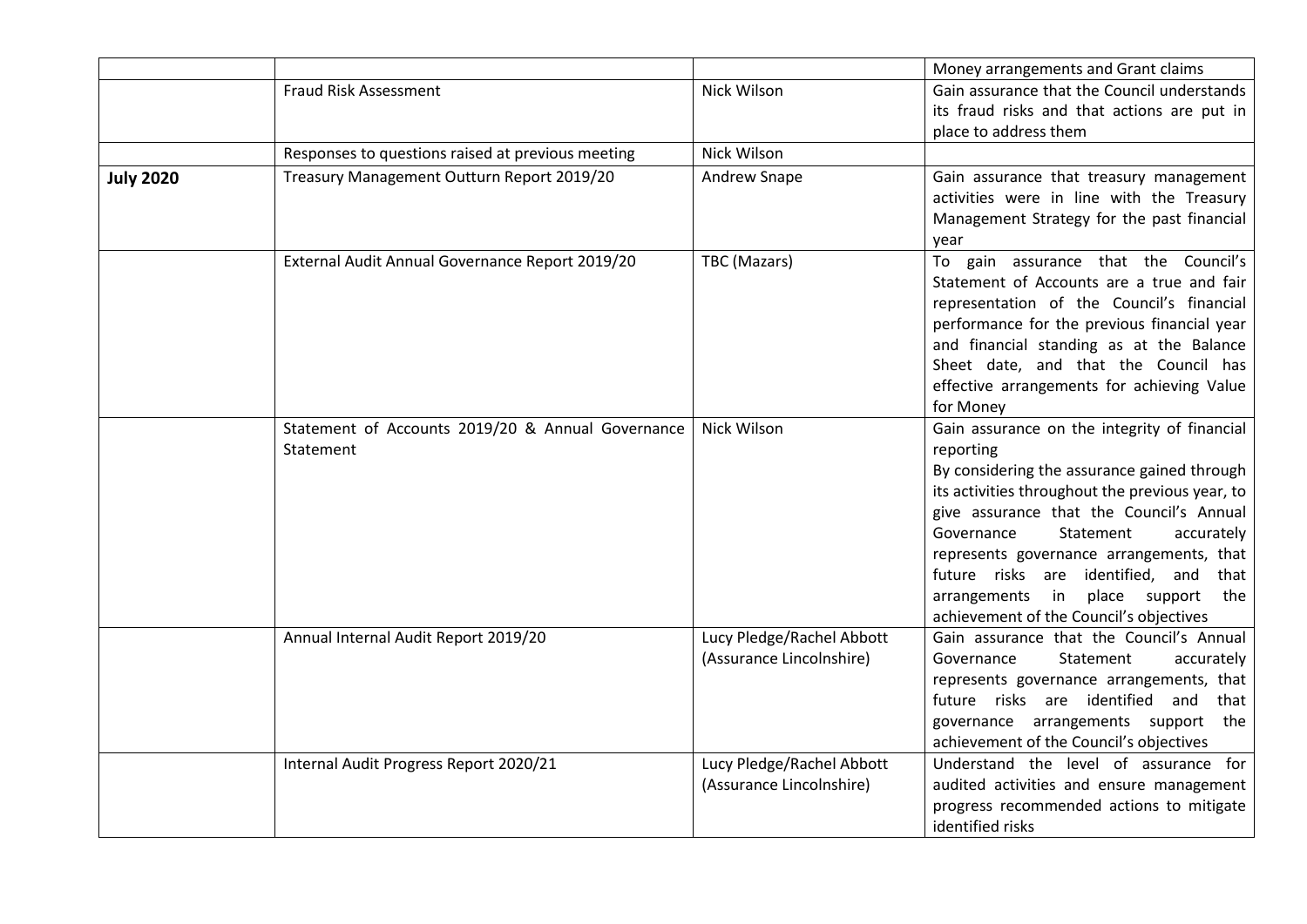| | | | |
|---|---|---|---|
| | | | Money arrangements and Grant claims |
| | Fraud Risk Assessment | Nick Wilson | Gain assurance that the Council understands its fraud risks and that actions are put in place to address them |
| | Responses to questions raised at previous meeting | Nick Wilson | |
| **July 2020** | Treasury Management Outturn Report 2019/20 | Andrew Snape | Gain assurance that treasury management activities were in line with the Treasury Management Strategy for the past financial year |
| | External Audit Annual Governance Report 2019/20 | TBC (Mazars) | To gain assurance that the Council's Statement of Accounts are a true and fair representation of the Council's financial performance for the previous financial year and financial standing as at the Balance Sheet date, and that the Council has effective arrangements for achieving Value for Money |
| | Statement of Accounts 2019/20 & Annual Governance Statement | Nick Wilson | Gain assurance on the integrity of financial reporting<br>By considering the assurance gained through its activities throughout the previous year, to give assurance that the Council's Annual Governance Statement accurately represents governance arrangements, that future risks are identified, and that arrangements in place support the achievement of the Council's objectives |
| | Annual Internal Audit Report 2019/20 | Lucy Pledge/Rachel Abbott (Assurance Lincolnshire) | Gain assurance that the Council's Annual Governance Statement accurately represents governance arrangements, that future risks are identified and that governance arrangements support the achievement of the Council's objectives |
| | Internal Audit Progress Report 2020/21 | Lucy Pledge/Rachel Abbott (Assurance Lincolnshire) | Understand the level of assurance for audited activities and ensure management progress recommended actions to mitigate identified risks |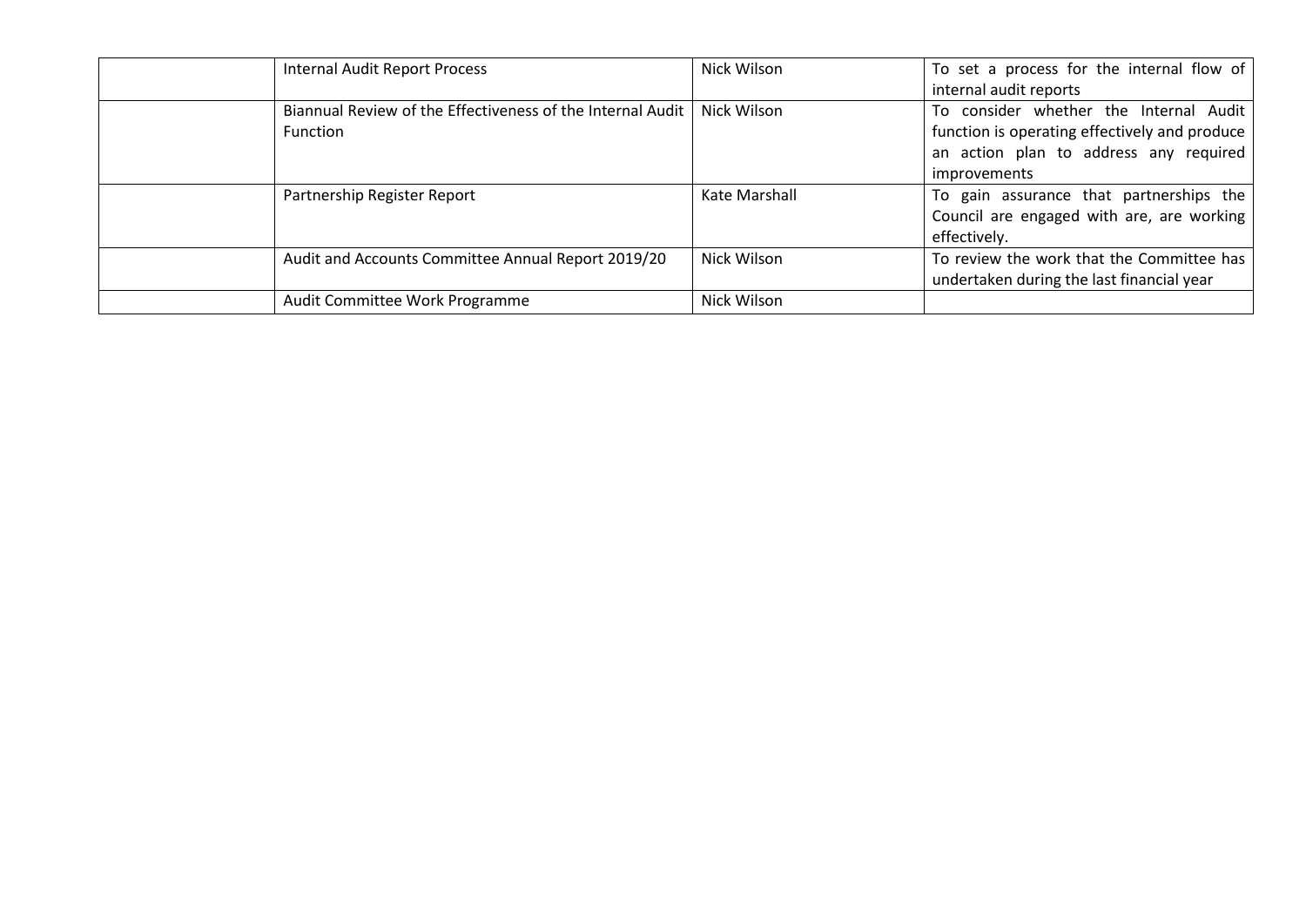| | | | |
|---|---|---|---|
| | Internal Audit Report Process | Nick Wilson | To set a process for the internal flow of internal audit reports |
| | Biannual Review of the Effectiveness of the Internal Audit Function | Nick Wilson | To consider whether the Internal Audit function is operating effectively and produce an action plan to address any required improvements |
| | Partnership Register Report | Kate Marshall | To gain assurance that partnerships the Council are engaged with are, are working effectively. |
| | Audit and Accounts Committee Annual Report 2019/20 | Nick Wilson | To review the work that the Committee has undertaken during the last financial year |
| | Audit Committee Work Programme | Nick Wilson | |